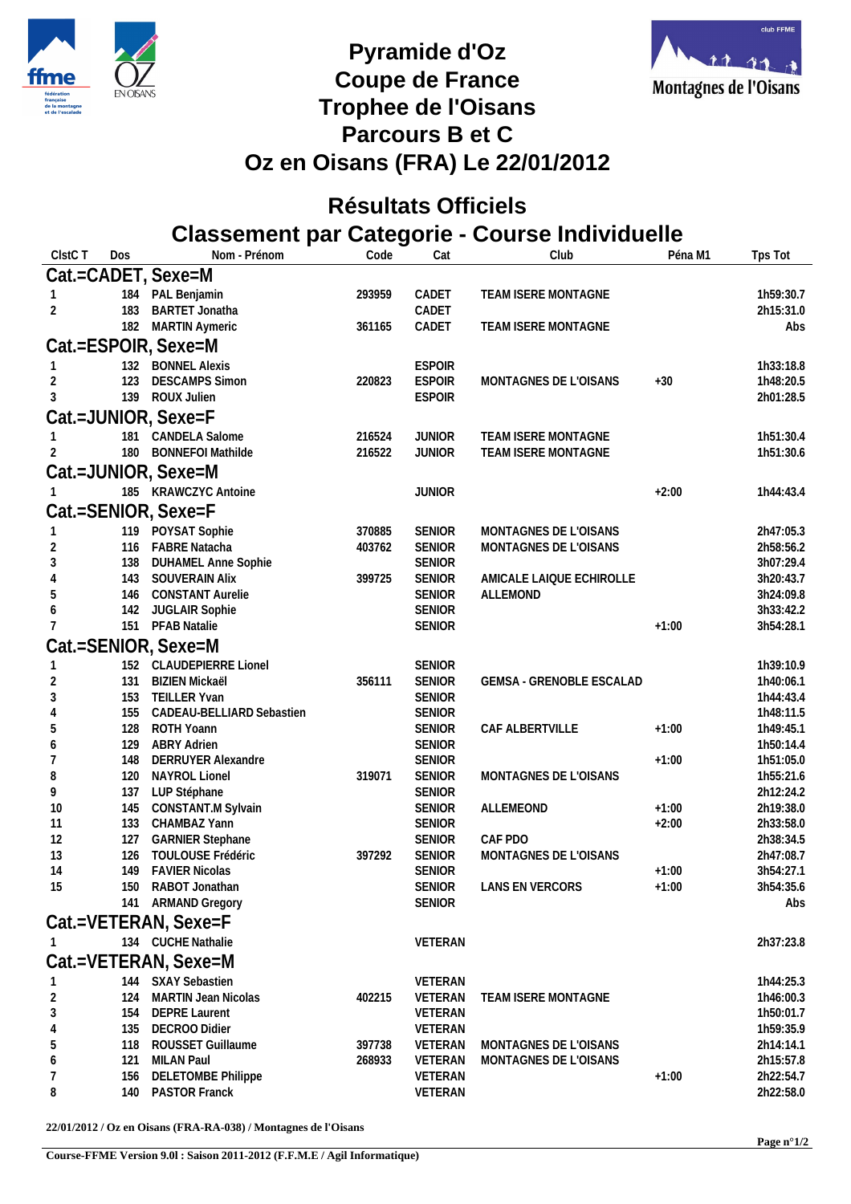# Pyramide d'Oz
# Coupe de France
# Trophee de l'Oisans
# Parcours B et C
# Oz en Oisans (FRA) Le 22/01/2012

## Résultats Officiels

## Classement par Categorie - Course Individuelle

| Clst C T | Dos | Nom - Prénom | Code | Cat | Club | Péna M1 | Tps Tot |
|---|---|---|---|---|---|---|---|
| **Cat.=CADET, Sexe=M** | | | | | | | |
| 1 | 184 | PAL Benjamin | 293959 | CADET | TEAM ISERE MONTAGNE | | 1h59:30.7 |
| 2 | 183 | BARTET Jonatha | | CADET | | | 2h15:31.0 |
| | 182 | MARTIN Aymeric | 361165 | CADET | TEAM ISERE MONTAGNE | | Abs |
| **Cat.=ESPOIR, Sexe=M** | | | | | | | |
| 1 | 132 | BONNEL Alexis | | ESPOIR | | | 1h33:18.8 |
| 2 | 123 | DESCAMPS Simon | 220823 | ESPOIR | MONTAGNES DE L'OISANS | +30 | 1h48:20.5 |
| 3 | 139 | ROUX Julien | | ESPOIR | | | 2h01:28.5 |
| **Cat.=JUNIOR, Sexe=F** | | | | | | | |
| 1 | 181 | CANDELA Salome | 216524 | JUNIOR | TEAM ISERE MONTAGNE | | 1h51:30.4 |
| 2 | 180 | BONNEFOI Mathilde | 216522 | JUNIOR | TEAM ISERE MONTAGNE | | 1h51:30.6 |
| **Cat.=JUNIOR, Sexe=M** | | | | | | | |
| 1 | 185 | KRAWCZYC Antoine | | JUNIOR | | +2:00 | 1h44:43.4 |
| **Cat.=SENIOR, Sexe=F** | | | | | | | |
| 1 | 119 | POYSAT Sophie | 370885 | SENIOR | MONTAGNES DE L'OISANS | | 2h47:05.3 |
| 2 | 116 | FABRE Natacha | 403762 | SENIOR | MONTAGNES DE L'OISANS | | 2h58:56.2 |
| 3 | 138 | DUHAMEL Anne Sophie | | SENIOR | | | 3h07:29.4 |
| 4 | 143 | SOUVERAIN Alix | 399725 | SENIOR | AMICALE LAIQUE ECHIROLLE | | 3h20:43.7 |
| 5 | 146 | CONSTANT Aurelie | | SENIOR | ALLEMOND | | 3h24:09.8 |
| 6 | 142 | JUGLAIR Sophie | | SENIOR | | | 3h33:42.2 |
| 7 | 151 | PFAB Natalie | | SENIOR | | +1:00 | 3h54:28.1 |
| **Cat.=SENIOR, Sexe=M** | | | | | | | |
| 1 | 152 | CLAUDEPIERRE Lionel | | SENIOR | | | 1h39:10.9 |
| 2 | 131 | BIZIEN Mickaël | 356111 | SENIOR | GEMSA - GRENOBLE ESCALAD | | 1h40:06.1 |
| 3 | 153 | TEILLER Yvan | | SENIOR | | | 1h44:43.4 |
| 4 | 155 | CADEAU-BELLIARD Sebastien | | SENIOR | | | 1h48:11.5 |
| 5 | 128 | ROTH Yoann | | SENIOR | CAF ALBERTVILLE | +1:00 | 1h49:45.1 |
| 6 | 129 | ABRY Adrien | | SENIOR | | | 1h50:14.4 |
| 7 | 148 | DERRUYER Alexandre | | SENIOR | | +1:00 | 1h51:05.0 |
| 8 | 120 | NAYROL Lionel | 319071 | SENIOR | MONTAGNES DE L'OISANS | | 1h55:21.6 |
| 9 | 137 | LUP Stéphane | | SENIOR | | | 2h12:24.2 |
| 10 | 145 | CONSTANT.M Sylvain | | SENIOR | ALLEMEOND | +1:00 | 2h19:38.0 |
| 11 | 133 | CHAMBAZ Yann | | SENIOR | | +2:00 | 2h33:58.0 |
| 12 | 127 | GARNIER Stephane | | SENIOR | CAF PDO | | 2h38:34.5 |
| 13 | 126 | TOULOUSE Frédéric | 397292 | SENIOR | MONTAGNES DE L'OISANS | | 2h47:08.7 |
| 14 | 149 | FAVIER Nicolas | | SENIOR | | +1:00 | 3h54:27.1 |
| 15 | 150 | RABOT Jonathan | | SENIOR | LANS EN VERCORS | +1:00 | 3h54:35.6 |
| | 141 | ARMAND Gregory | | SENIOR | | | Abs |
| **Cat.=VETERAN, Sexe=F** | | | | | | | |
| 1 | 134 | CUCHE Nathalie | | VETERAN | | | 2h37:23.8 |
| **Cat.=VETERAN, Sexe=M** | | | | | | | |
| 1 | 144 | SXAY Sebastien | | VETERAN | | | 1h44:25.3 |
| 2 | 124 | MARTIN Jean Nicolas | 402215 | VETERAN | TEAM ISERE MONTAGNE | | 1h46:00.3 |
| 3 | 154 | DEPRE Laurent | | VETERAN | | | 1h50:01.7 |
| 4 | 135 | DECROO Didier | | VETERAN | | | 1h59:35.9 |
| 5 | 118 | ROUSSET Guillaume | 397738 | VETERAN | MONTAGNES DE L'OISANS | | 2h14:14.1 |
| 6 | 121 | MILAN Paul | 268933 | VETERAN | MONTAGNES DE L'OISANS | | 2h15:57.8 |
| 7 | 156 | DELETOMBE Philippe | | VETERAN | | +1:00 | 2h22:54.7 |
| 8 | 140 | PASTOR Franck | | VETERAN | | | 2h22:58.0 |

**22/01/2012 / Oz en Oisans (FRA-RA-038) / Montagnes de l'Oisans**

**Course-FFME Version 9.0l : Saison 2011-2012 (F.F.M.E / Agil Informatique)**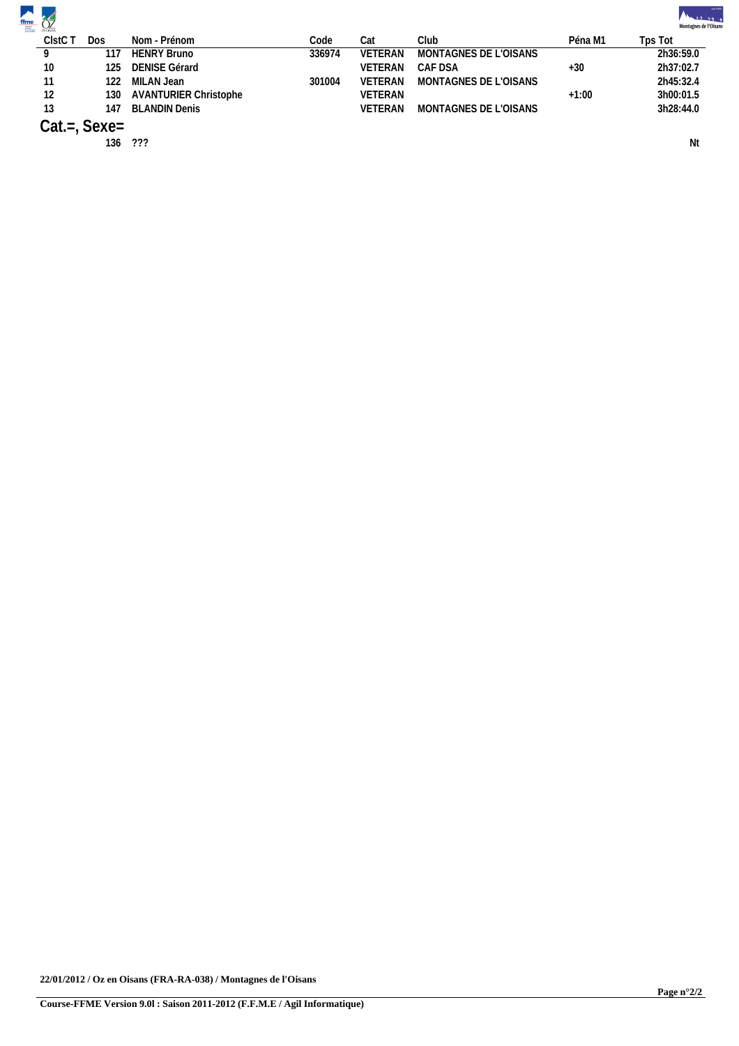| ClstC T | Dos | Nom - Prénom | Code | Cat | Club | Péna M1 | Tps Tot |
|---|---|---|---|---|---|---|---|
| 9 | 117 | HENRY Bruno | 336974 | VETERAN | MONTAGNES DE L'OISANS | | 2h36:59.0 |
| 10 | 125 | DENISE Gérard | | VETERAN | CAF DSA | +30 | 2h37:02.7 |
| 11 | 122 | MILAN Jean | 301004 | VETERAN | MONTAGNES DE L'OISANS | | 2h45:32.4 |
| 12 | 130 | AVANTURIER Christophe | | VETERAN | | +1:00 | 3h00:01.5 |
| 13 | 147 | BLANDIN Denis | | VETERAN | MONTAGNES DE L'OISANS | | 3h28:44.0 |

## Cat.=, Sexe=

| | | | | | | | |
|---|---|---|---|---|---|---|---|
| | 136 | ??? | | | | | Nt |

**22/01/2012 / Oz en Oisans (FRA-RA-038) / Montagnes de l'Oisans**

**Course-FFME Version 9.0l : Saison 2011-2012 (F.F.M.E / Agil Informatique)**